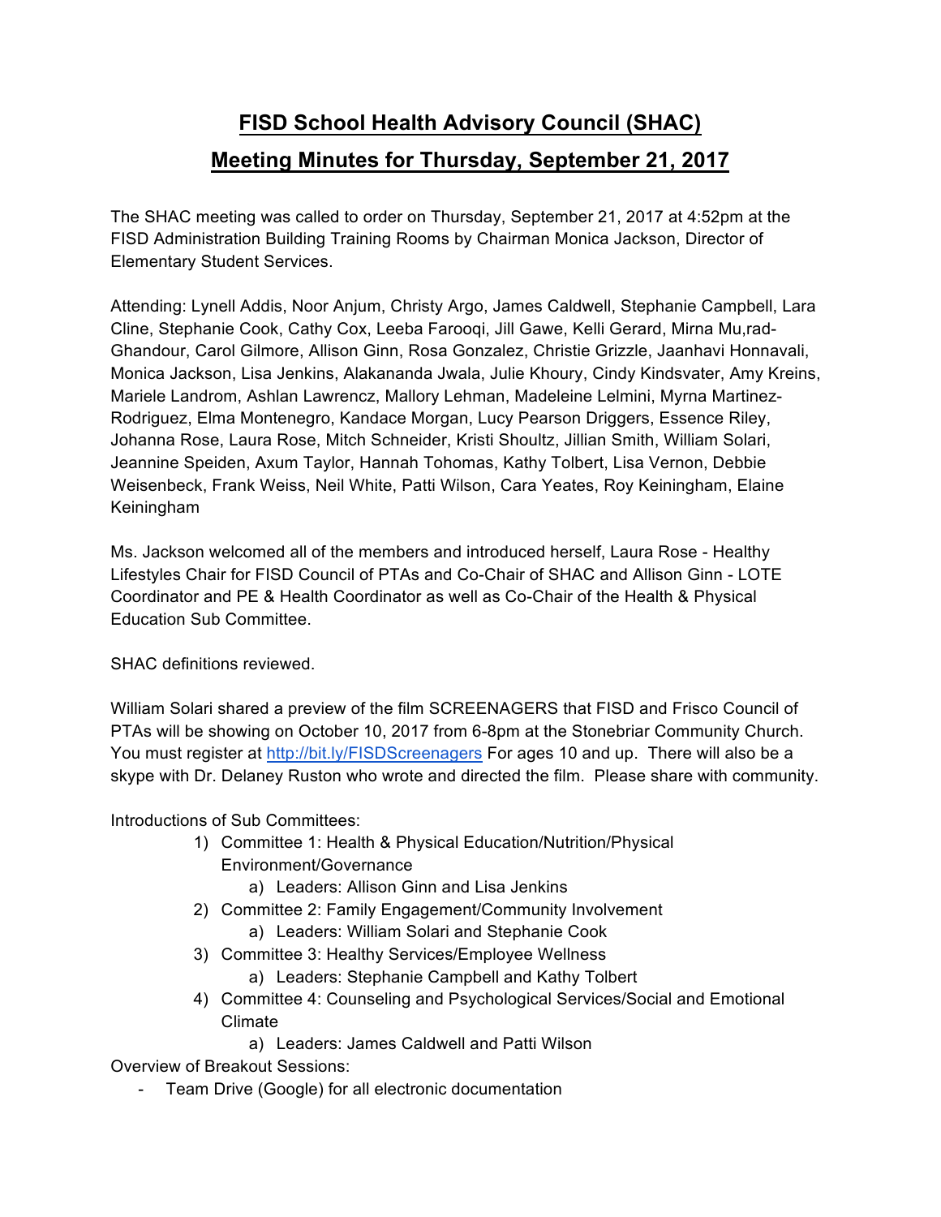# FISD School Health Advisory Council (SHAC)

## Meeting Minutes for Thursday, September 21, 2017

The SHAC meeting was called to order on Thursday, September 21, 2017 at 4:52pm at the FISD Administration Building Training Rooms by Chairman Monica Jackson, Director of Elementary Student Services.

Attending: Lynell Addis, Noor Anjum, Christy Argo, James Caldwell, Stephanie Campbell, Lara Cline, Stephanie Cook, Cathy Cox, Leeba Farooqi, Jill Gawe, Kelli Gerard, Mirna Mu,rad-Ghandour, Carol Gilmore, Allison Ginn, Rosa Gonzalez, Christie Grizzle, Jaanhavi Honnavali, Monica Jackson, Lisa Jenkins, Alakananda Jwala, Julie Khoury, Cindy Kindsvater, Amy Kreins, Mariele Landrom, Ashlan Lawrencz, Mallory Lehman, Madeleine Lelmini, Myrna Martinez-Rodriguez, Elma Montenegro, Kandace Morgan, Lucy Pearson Driggers, Essence Riley, Johanna Rose, Laura Rose, Mitch Schneider, Kristi Shoultz, Jillian Smith, William Solari, Jeannine Speiden, Axum Taylor, Hannah Tohomas, Kathy Tolbert, Lisa Vernon, Debbie Weisenbeck, Frank Weiss, Neil White, Patti Wilson, Cara Yeates, Roy Keiningham, Elaine Keiningham

Ms. Jackson welcomed all of the members and introduced herself, Laura Rose - Healthy Lifestyles Chair for FISD Council of PTAs and Co-Chair of SHAC and Allison Ginn - LOTE Coordinator and PE & Health Coordinator as well as Co-Chair of the Health & Physical Education Sub Committee.

SHAC definitions reviewed.

William Solari shared a preview of the film SCREENAGERS that FISD and Frisco Council of PTAs will be showing on October 10, 2017 from 6-8pm at the Stonebriar Community Church. You must register at http://bit.ly/FISDScreenagers For ages 10 and up. There will also be a skype with Dr. Delaney Ruston who wrote and directed the film. Please share with community.

Introductions of Sub Committees:

1) Committee 1: Health & Physical Education/Nutrition/Physical Environment/Governance
   a) Leaders: Allison Ginn and Lisa Jenkins
2) Committee 2: Family Engagement/Community Involvement
   a) Leaders: William Solari and Stephanie Cook
3) Committee 3: Healthy Services/Employee Wellness
   a) Leaders: Stephanie Campbell and Kathy Tolbert
4) Committee 4: Counseling and Psychological Services/Social and Emotional Climate
   a) Leaders: James Caldwell and Patti Wilson

Overview of Breakout Sessions:

- Team Drive (Google) for all electronic documentation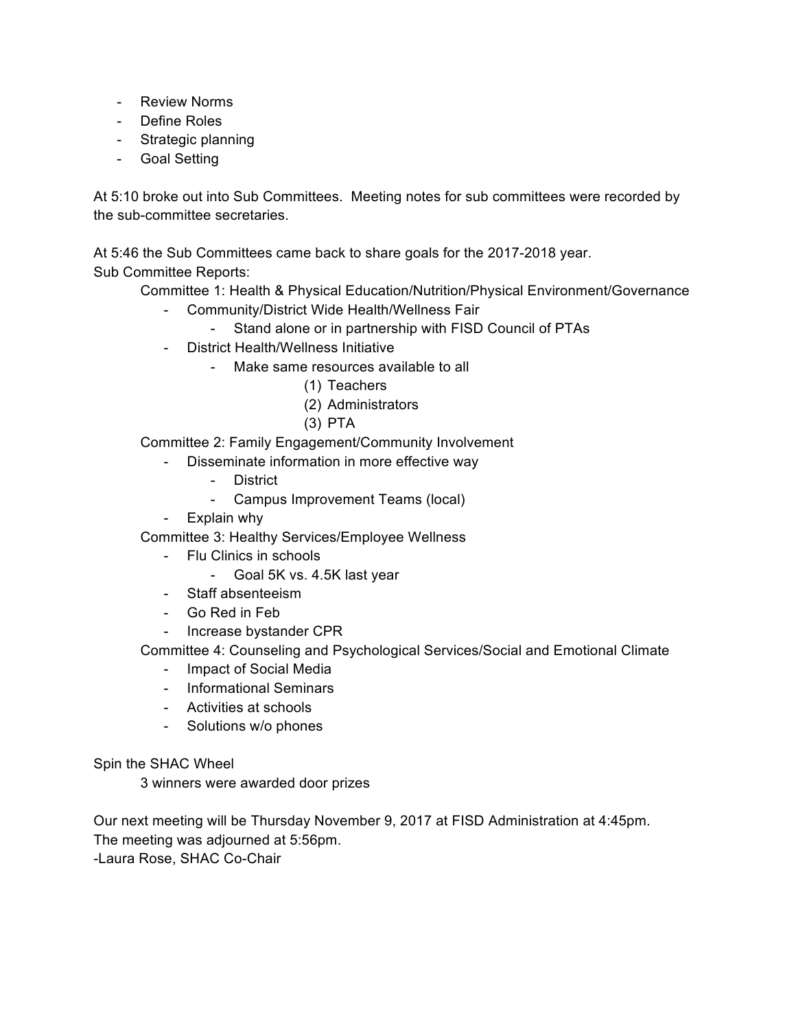- Review Norms
- Define Roles
- Strategic planning
- Goal Setting

At 5:10 broke out into Sub Committees. Meeting notes for sub committees were recorded by the sub-committee secretaries.

At 5:46 the Sub Committees came back to share goals for the 2017-2018 year.
Sub Committee Reports:

Committee 1: Health & Physical Education/Nutrition/Physical Environment/Governance
- Community/District Wide Health/Wellness Fair
    - Stand alone or in partnership with FISD Council of PTAs
- District Health/Wellness Initiative
    - Make same resources available to all
        (1) Teachers
        (2) Administrators
        (3) PTA

Committee 2: Family Engagement/Community Involvement
- Disseminate information in more effective way
    - District
    - Campus Improvement Teams (local)
- Explain why

Committee 3: Healthy Services/Employee Wellness
- Flu Clinics in schools
    - Goal 5K vs. 4.5K last year
- Staff absenteeism
- Go Red in Feb
- Increase bystander CPR

Committee 4: Counseling and Psychological Services/Social and Emotional Climate
- Impact of Social Media
- Informational Seminars
- Activities at schools
- Solutions w/o phones

Spin the SHAC Wheel

3 winners were awarded door prizes

Our next meeting will be Thursday November 9, 2017 at FISD Administration at 4:45pm.
The meeting was adjourned at 5:56pm.
-Laura Rose, SHAC Co-Chair